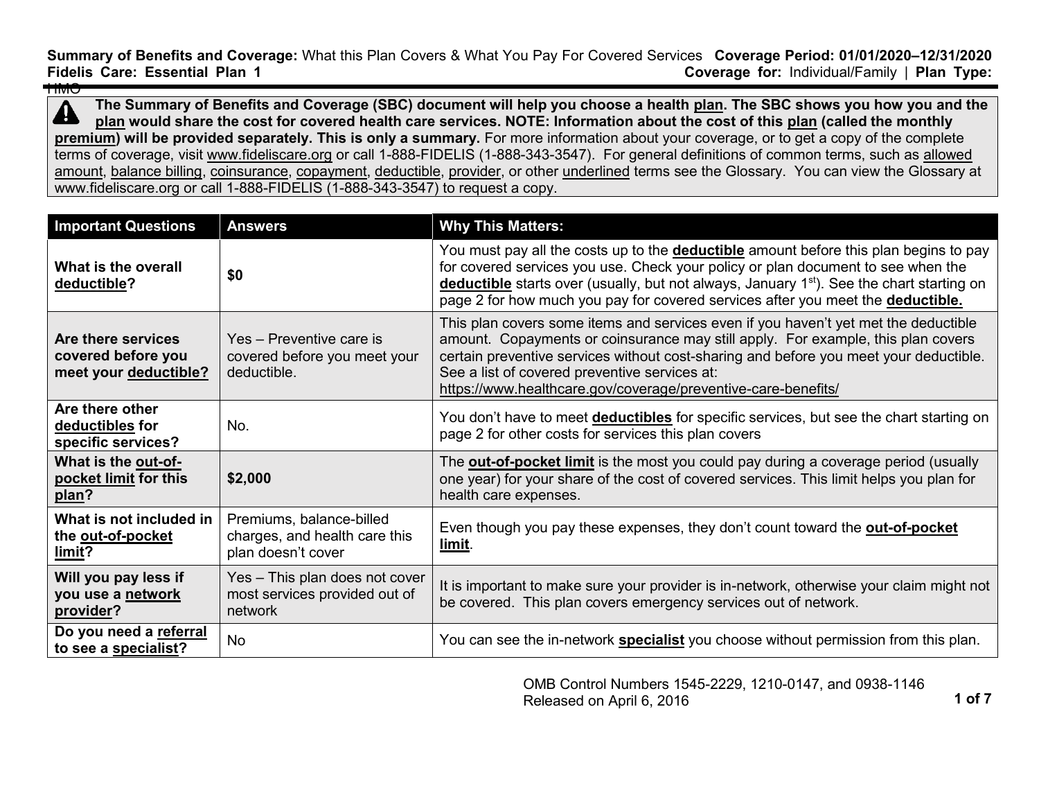**Summary of Benefits and Coverage:** What this Plan Covers & What You Pay For Covered Services **Coverage Period: 01/01/2020–12/31/2020**
**Fidelis Care: Essential Plan 1** **Coverage for:** Individual/Family | **Plan Type:** HMO

**The Summary of Benefits and Coverage (SBC) document will help you choose a health plan. The SBC shows you how you and the plan would share the cost for covered health care services. NOTE: Information about the cost of this plan (called the monthly premium) will be provided separately. This is only a summary.** For more information about your coverage, or to get a copy of the complete terms of coverage, visit www.fideliscare.org or call 1-888-FIDELIS (1-888-343-3547). For general definitions of common terms, such as allowed amount, balance billing, coinsurance, copayment, deductible, provider, or other underlined terms see the Glossary. You can view the Glossary at www.fideliscare.org or call 1-888-FIDELIS (1-888-343-3547) to request a copy.

| Important Questions | Answers | Why This Matters: |
|---|---|---|
| **What is the overall deductible?** | **$0** | You must pay all the costs up to the **deductible** amount before this plan begins to pay for covered services you use. Check your policy or plan document to see when the **deductible** starts over (usually, but not always, January 1st). See the chart starting on page 2 for how much you pay for covered services after you meet the **deductible.** |
| **Are there services covered before you meet your deductible?** | Yes – Preventive care is covered before you meet your deductible. | This plan covers some items and services even if you haven't yet met the deductible amount. Copayments or coinsurance may still apply. For example, this plan covers certain preventive services without cost-sharing and before you meet your deductible. See a list of covered preventive services at: https://www.healthcare.gov/coverage/preventive-care-benefits/ |
| **Are there other deductibles for specific services?** | No. | You don't have to meet **deductibles** for specific services, but see the chart starting on page 2 for other costs for services this plan covers |
| **What is the out-of-pocket limit for this plan?** | **$2,000** | The **out-of-pocket limit** is the most you could pay during a coverage period (usually one year) for your share of the cost of covered services. This limit helps you plan for health care expenses. |
| **What is not included in the out-of-pocket limit?** | Premiums, balance-billed charges, and health care this plan doesn't cover | Even though you pay these expenses, they don't count toward the **out-of-pocket limit**. |
| **Will you pay less if you use a network provider?** | Yes – This plan does not cover most services provided out of network | It is important to make sure your provider is in-network, otherwise your claim might not be covered. This plan covers emergency services out of network. |
| **Do you need a referral to see a specialist?** | No | You can see the in-network **specialist** you choose without permission from this plan. |

OMB Control Numbers 1545-2229, 1210-0147, and 0938-1146
Released on April 6, 2016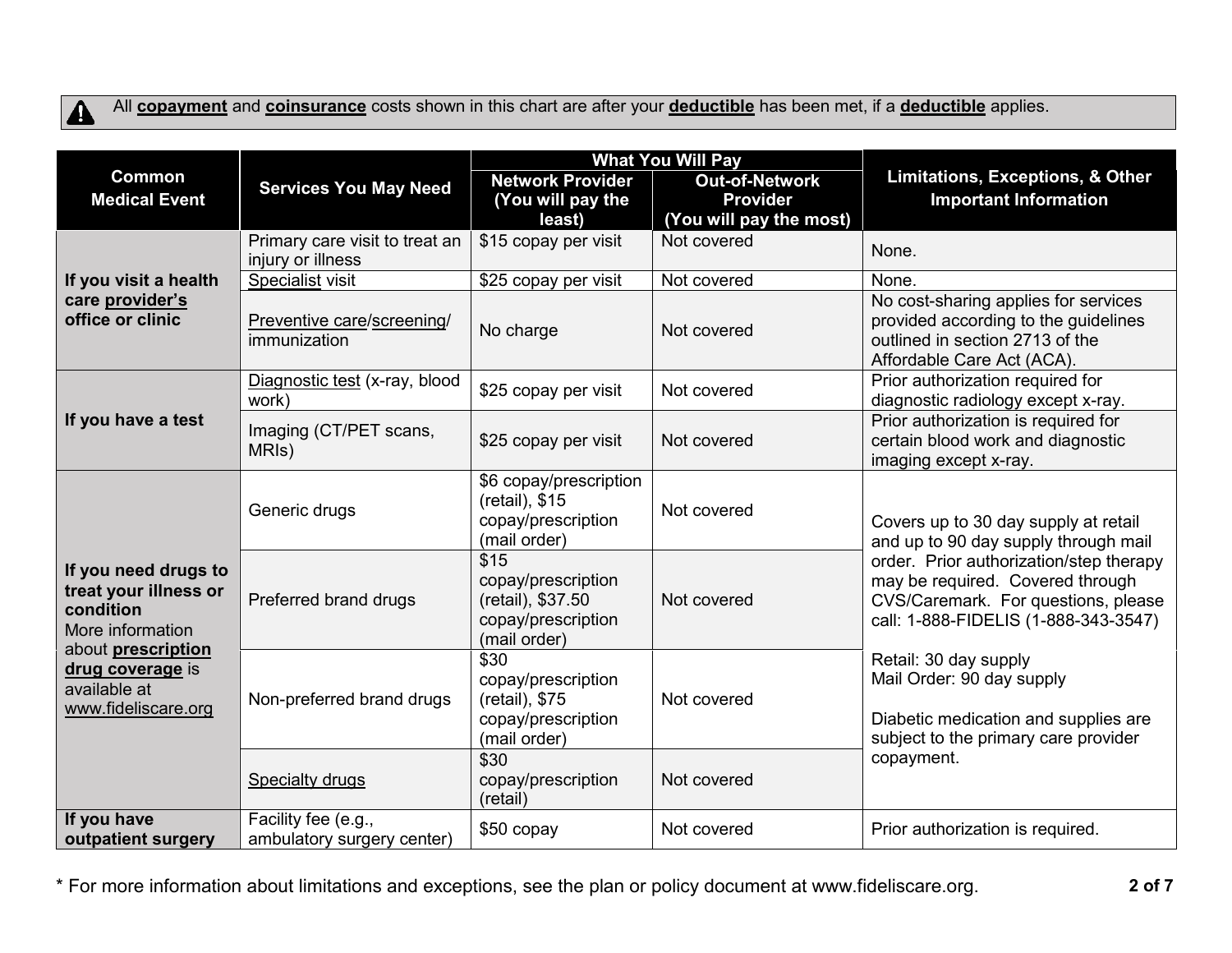All **copayment** and **coinsurance** costs shown in this chart are after your **deductible** has been met, if a **deductible** applies.

| Common Medical Event | Services You May Need | What You Will Pay | | Limitations, Exceptions, & Other Important Information |
|---|---|---|---|---|
| | | Network Provider (You will pay the least) | Out-of-Network Provider (You will pay the most) | |
| **If you visit a health care provider's office or clinic** | Primary care visit to treat an injury or illness | $15 copay per visit | Not covered | None. |
| | Specialist visit | $25 copay per visit | Not covered | None. |
| | Preventive care/screening/ immunization | No charge | Not covered | No cost-sharing applies for services provided according to the guidelines outlined in section 2713 of the Affordable Care Act (ACA). |
| **If you have a test** | Diagnostic test (x-ray, blood work) | $25 copay per visit | Not covered | Prior authorization required for diagnostic radiology except x-ray. |
| | Imaging (CT/PET scans, MRIs) | $25 copay per visit | Not covered | Prior authorization is required for certain blood work and diagnostic imaging except x-ray. |
| **If you need drugs to treat your illness or condition** More information about **prescription drug coverage** is available at www.fideliscare.org | Generic drugs | $6 copay/prescription (retail), $15 copay/prescription (mail order) | Not covered | Covers up to 30 day supply at retail and up to 90 day supply through mail order. Prior authorization/step therapy may be required. Covered through CVS/Caremark. For questions, please call: 1-888-FIDELIS (1-888-343-3547) Retail: 30 day supply Mail Order: 90 day supply Diabetic medication and supplies are subject to the primary care provider copayment. |
| | Preferred brand drugs | $15 copay/prescription (retail), $37.50 copay/prescription (mail order) | Not covered | |
| | Non-preferred brand drugs | $30 copay/prescription (retail), $75 copay/prescription (mail order) | Not covered | |
| | Specialty drugs | $30 copay/prescription (retail) | Not covered | |
| **If you have outpatient surgery** | Facility fee (e.g., ambulatory surgery center) | $50 copay | Not covered | Prior authorization is required. |

\* For more information about limitations and exceptions, see the plan or policy document at www.fideliscare.org.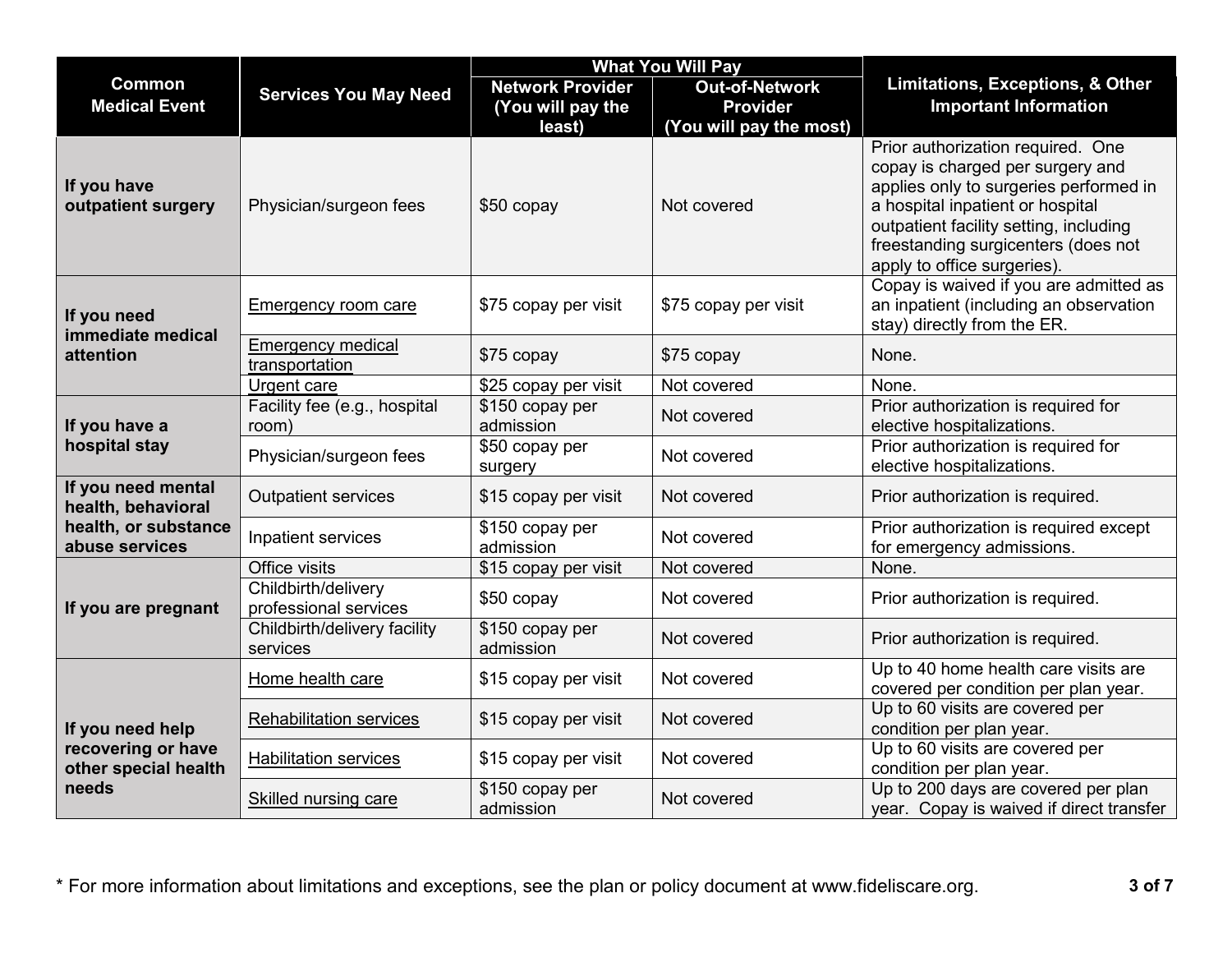| Common Medical Event | Services You May Need | What You Will Pay | | Limitations, Exceptions, & Other Important Information |
|---|---|---|---|---|
| | | Network Provider (You will pay the least) | Out-of-Network Provider (You will pay the most) | |
| If you have outpatient surgery | Physician/surgeon fees | $50 copay | Not covered | Prior authorization required. One copay is charged per surgery and applies only to surgeries performed in a hospital inpatient or hospital outpatient facility setting, including freestanding surgicenters (does not apply to office surgeries). |
| If you need immediate medical attention | Emergency room care | $75 copay per visit | $75 copay per visit | Copay is waived if you are admitted as an inpatient (including an observation stay) directly from the ER. |
| | Emergency medical transportation | $75 copay | $75 copay | None. |
| | Urgent care | $25 copay per visit | Not covered | None. |
| If you have a hospital stay | Facility fee (e.g., hospital room) | $150 copay per admission | Not covered | Prior authorization is required for elective hospitalizations. |
| | Physician/surgeon fees | $50 copay per surgery | Not covered | Prior authorization is required for elective hospitalizations. |
| If you need mental health, behavioral health, or substance abuse services | Outpatient services | $15 copay per visit | Not covered | Prior authorization is required. |
| | Inpatient services | $150 copay per admission | Not covered | Prior authorization is required except for emergency admissions. |
| If you are pregnant | Office visits | $15 copay per visit | Not covered | None. |
| | Childbirth/delivery professional services | $50 copay | Not covered | Prior authorization is required. |
| | Childbirth/delivery facility services | $150 copay per admission | Not covered | Prior authorization is required. |
| If you need help recovering or have other special health needs | Home health care | $15 copay per visit | Not covered | Up to 40 home health care visits are covered per condition per plan year. |
| | Rehabilitation services | $15 copay per visit | Not covered | Up to 60 visits are covered per condition per plan year. |
| | Habilitation services | $15 copay per visit | Not covered | Up to 60 visits are covered per condition per plan year. |
| | Skilled nursing care | $150 copay per admission | Not covered | Up to 200 days are covered per plan year. Copay is waived if direct transfer |

* For more information about limitations and exceptions, see the plan or policy document at www.fideliscare.org.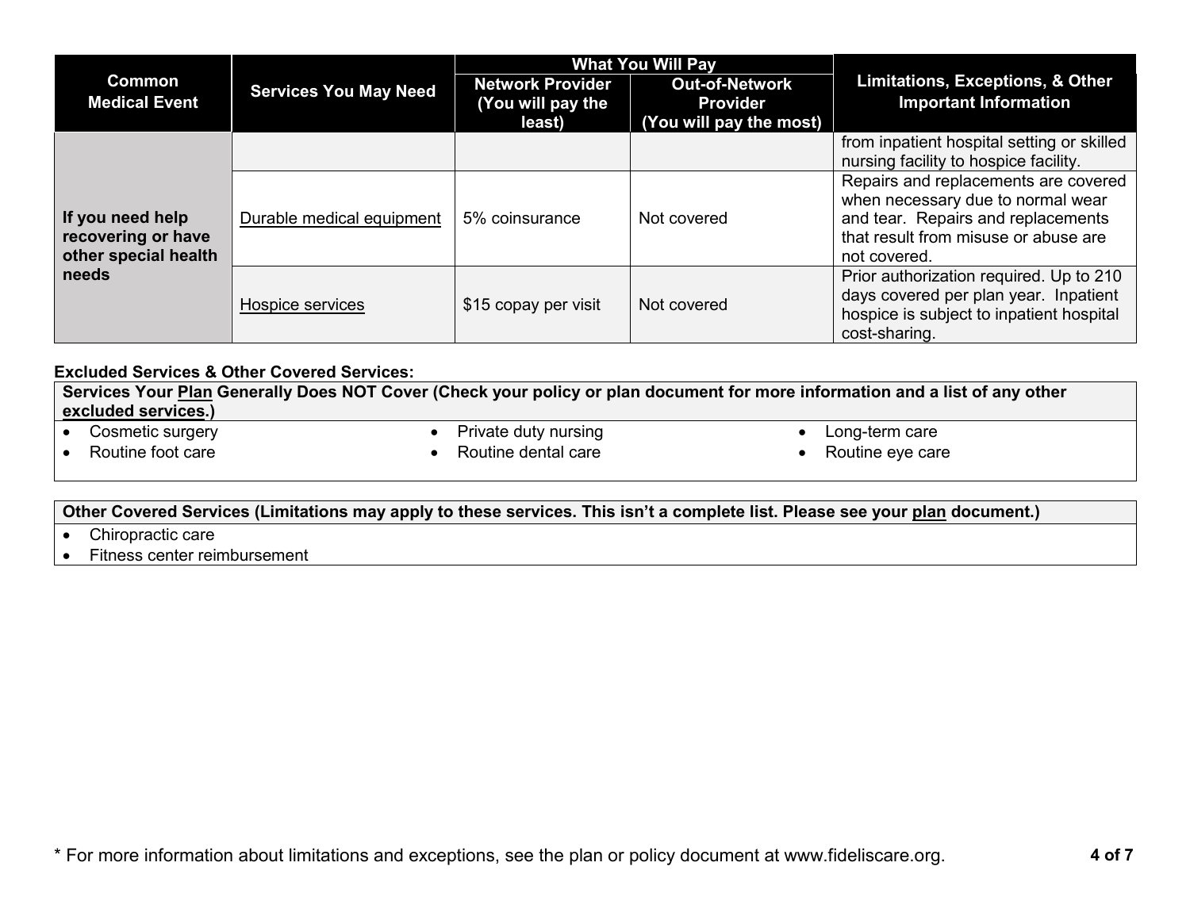| Common Medical Event | Services You May Need | What You Will Pay | | Limitations, Exceptions, & Other Important Information |
|---|---|---|---|---|
| | | Network Provider (You will pay the least) | Out-of-Network Provider (You will pay the most) | |
| If you need help recovering or have other special health needs | | | | from inpatient hospital setting or skilled nursing facility to hospice facility. |
| | Durable medical equipment | 5% coinsurance | Not covered | Repairs and replacements are covered when necessary due to normal wear and tear. Repairs and replacements that result from misuse or abuse are not covered. |
| | Hospice services | $15 copay per visit | Not covered | Prior authorization required. Up to 210 days covered per plan year. Inpatient hospice is subject to inpatient hospital cost-sharing. |

**Excluded Services & Other Covered Services:**

**Services Your Plan Generally Does NOT Cover (Check your policy or plan document for more information and a list of any other excluded services.)**

- Cosmetic surgery
- Routine foot care
- Private duty nursing
- Routine dental care
- Long-term care
- Routine eye care

**Other Covered Services (Limitations may apply to these services. This isn't a complete list. Please see your plan document.)**

- Chiropractic care
- Fitness center reimbursement

* For more information about limitations and exceptions, see the plan or policy document at www.fideliscare.org.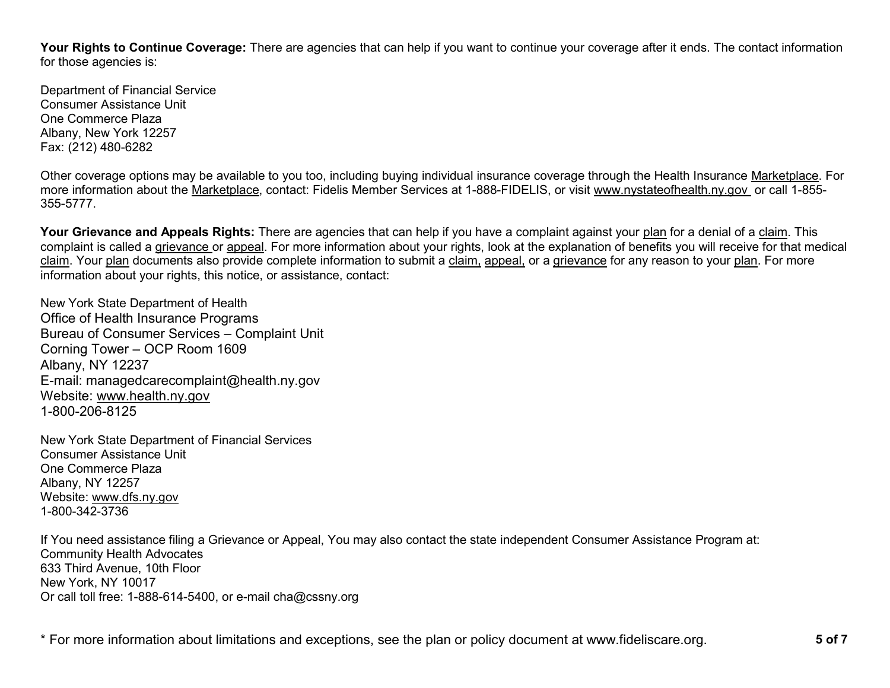**Your Rights to Continue Coverage:** There are agencies that can help if you want to continue your coverage after it ends. The contact information for those agencies is:

Department of Financial Service
Consumer Assistance Unit
One Commerce Plaza
Albany, New York 12257
Fax: (212) 480-6282

Other coverage options may be available to you too, including buying individual insurance coverage through the Health Insurance Marketplace. For more information about the Marketplace, contact: Fidelis Member Services at 1-888-FIDELIS, or visit www.nystateofhealth.ny.gov or call 1-855-355-5777.

**Your Grievance and Appeals Rights:** There are agencies that can help if you have a complaint against your plan for a denial of a claim. This complaint is called a grievance or appeal. For more information about your rights, look at the explanation of benefits you will receive for that medical claim. Your plan documents also provide complete information to submit a claim, appeal, or a grievance for any reason to your plan. For more information about your rights, this notice, or assistance, contact:

New York State Department of Health
Office of Health Insurance Programs
Bureau of Consumer Services – Complaint Unit
Corning Tower – OCP Room 1609
Albany, NY 12237
E-mail: managedcarecomplaint@health.ny.gov
Website: www.health.ny.gov
1-800-206-8125

New York State Department of Financial Services
Consumer Assistance Unit
One Commerce Plaza
Albany, NY 12257
Website: www.dfs.ny.gov
1-800-342-3736

If You need assistance filing a Grievance or Appeal, You may also contact the state independent Consumer Assistance Program at:
Community Health Advocates
633 Third Avenue, 10th Floor
New York, NY 10017
Or call toll free: 1-888-614-5400, or e-mail cha@cssny.org

* For more information about limitations and exceptions, see the plan or policy document at www.fideliscare.org.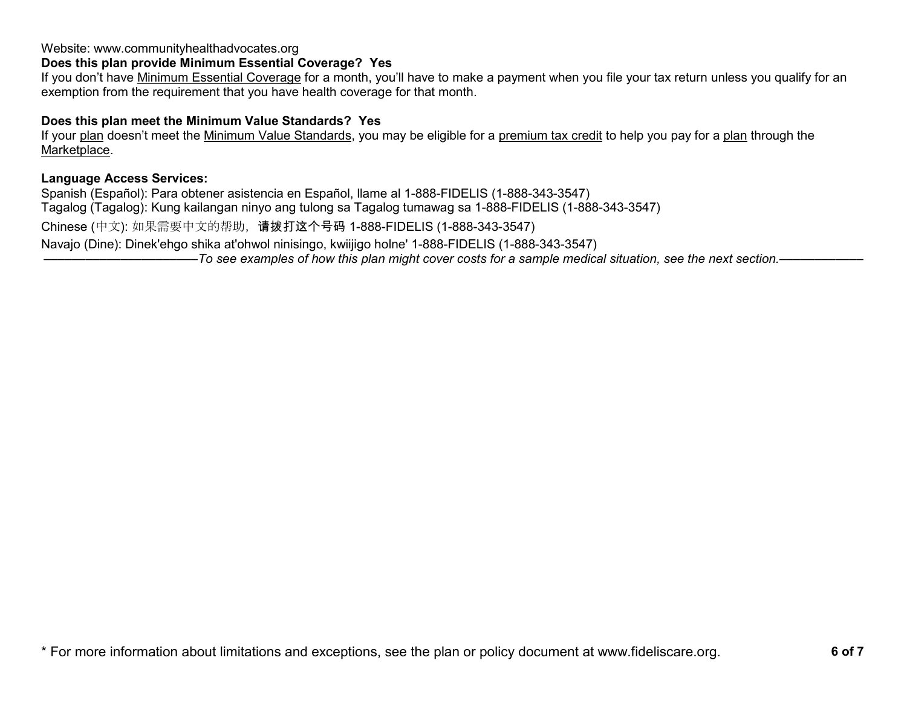Website: www.communityhealthadvocates.org

**Does this plan provide Minimum Essential Coverage? Yes**

If you don't have Minimum Essential Coverage for a month, you'll have to make a payment when you file your tax return unless you qualify for an exemption from the requirement that you have health coverage for that month.

**Does this plan meet the Minimum Value Standards? Yes**

If your plan doesn't meet the Minimum Value Standards, you may be eligible for a premium tax credit to help you pay for a plan through the Marketplace.

**Language Access Services:**

Spanish (Español): Para obtener asistencia en Español, llame al 1-888-FIDELIS (1-888-343-3547)
Tagalog (Tagalog): Kung kailangan ninyo ang tulong sa Tagalog tumawag sa 1-888-FIDELIS (1-888-343-3547)
Chinese (中文): 如果需要中文的帮助，请拨打这个号码 1-888-FIDELIS (1-888-343-3547)
Navajo (Dine): Dinek'ehgo shika at'ohwol ninisingo, kwiijigo holne' 1-888-FIDELIS (1-888-343-3547)

——————————*To see examples of how this plan might cover costs for a sample medical situation, see the next section.*——————

\* For more information about limitations and exceptions, see the plan or policy document at www.fideliscare.org.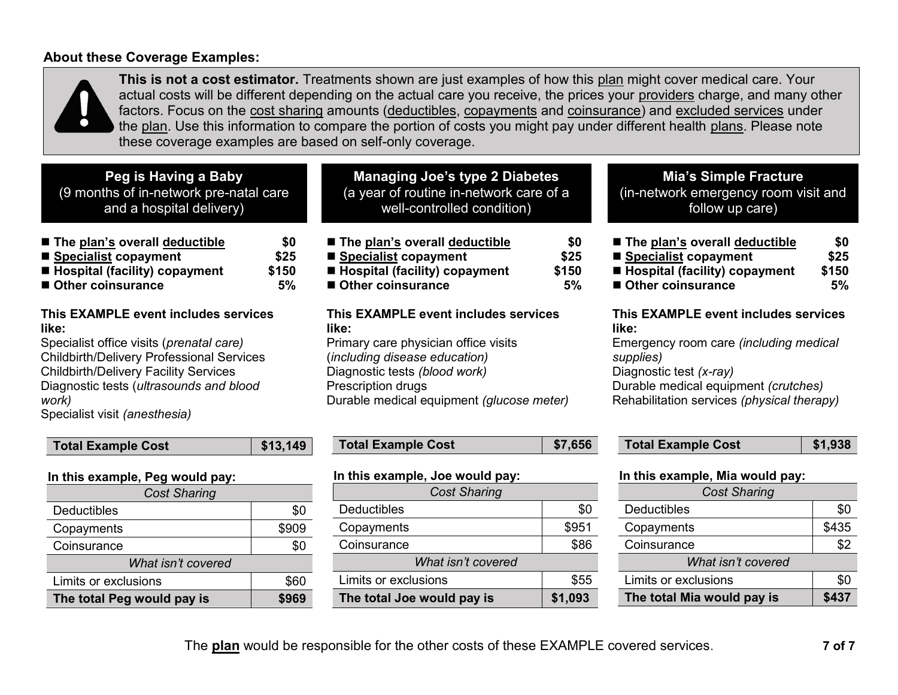**About these Coverage Examples:**

> **This is not a cost estimator.** Treatments shown are just examples of how this plan might cover medical care. Your actual costs will be different depending on the actual care you receive, the prices your providers charge, and many other factors. Focus on the cost sharing amounts (deductibles, copayments and coinsurance) and excluded services under the plan. Use this information to compare the portion of costs you might pay under different health plans. Please note these coverage examples are based on self-only coverage.

## Peg is Having a Baby
(9 months of in-network pre-natal care and a hospital delivery)

| | |
|---|---|
| ■ **The plan's overall deductible** | **$0** |
| ■ **Specialist copayment** | **$25** |
| ■ **Hospital (facility) copayment** | **$150** |
| ■ **Other coinsurance** | **5%** |

**This EXAMPLE event includes services like:**
Specialist office visits (*prenatal care)*
Childbirth/Delivery Professional Services
Childbirth/Delivery Facility Services
Diagnostic tests (*ultrasounds and blood work)*
Specialist visit *(anesthesia)*

| **Total Example Cost** | **$13,149** |
|---|---|

**In this example, Peg would pay:**

| *Cost Sharing* | |
|---|---|
| Deductibles | $0 |
| Copayments | $909 |
| Coinsurance | $0 |
| *What isn't covered* | |
| Limits or exclusions | $60 |
| **The total Peg would pay is** | **$969** |

## Managing Joe's type 2 Diabetes
(a year of routine in-network care of a well-controlled condition)

| | |
|---|---|
| ■ **The plan's overall deductible** | **$0** |
| ■ **Specialist copayment** | **$25** |
| ■ **Hospital (facility) copayment** | **$150** |
| ■ **Other coinsurance** | **5%** |

**This EXAMPLE event includes services like:**
Primary care physician office visits (*including disease education)*
Diagnostic tests *(blood work)*
Prescription drugs
Durable medical equipment *(glucose meter)*

| **Total Example Cost** | **$7,656** |
|---|---|

**In this example, Joe would pay:**

| *Cost Sharing* | |
|---|---|
| Deductibles | $0 |
| Copayments | $951 |
| Coinsurance | $86 |
| *What isn't covered* | |
| Limits or exclusions | $55 |
| **The total Joe would pay is** | **$1,093** |

## Mia's Simple Fracture
(in-network emergency room visit and follow up care)

| | |
|---|---|
| ■ **The plan's overall deductible** | **$0** |
| ■ **Specialist copayment** | **$25** |
| ■ **Hospital (facility) copayment** | **$150** |
| ■ **Other coinsurance** | **5%** |

**This EXAMPLE event includes services like:**
Emergency room care *(including medical supplies)*
Diagnostic test *(x-ray)*
Durable medical equipment *(crutches)*
Rehabilitation services *(physical therapy)*

| **Total Example Cost** | **$1,938** |
|---|---|

**In this example, Mia would pay:**

| *Cost Sharing* | |
|---|---|
| Deductibles | $0 |
| Copayments | $435 |
| Coinsurance | $2 |
| *What isn't covered* | |
| Limits or exclusions | $0 |
| **The total Mia would pay is** | **$437** |

The **plan** would be responsible for the other costs of these EXAMPLE covered services.